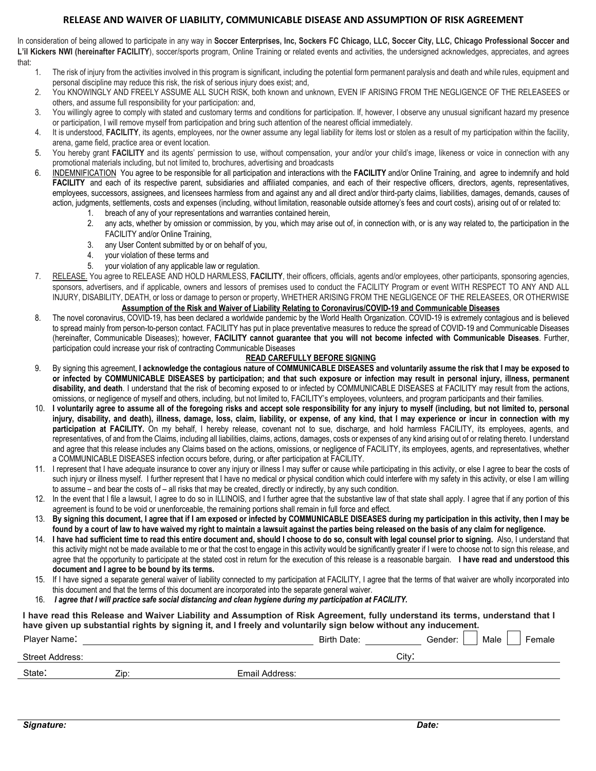# RELEASE AND WAIVER OF LIABILITY, COMMUNICABLE DISEASE AND ASSUMPTION OF RISK AGREEMENT

In consideration of being allowed to participate in any way in **Soccer Enterprises, Inc, Sockers FC Chicago, LLC, Soccer City, LLC, Chicago Professional Soccer and L'il Kickers NWI (hereinafter FACILITY)**, soccer/sports program, Online Training or related events and activities, the undersigned acknowledges, appreciates, and agrees that:

1. The risk of injury from the activities involved in this program is significant, including the potential form permanent paralysis and death and while rules, equipment and personal discipline may reduce this risk, the risk of serious injury does exist; and,
2. You KNOWINGLY AND FREELY ASSUME ALL SUCH RISK, both known and unknown, EVEN IF ARISING FROM THE NEGLIGENCE OF THE RELEASEES or others, and assume full responsibility for your participation: and,
3. You willingly agree to comply with stated and customary terms and conditions for participation. If, however, I observe any unusual significant hazard my presence or participation, I will remove myself from participation and bring such attention of the nearest official immediately.
4. It is understood, **FACILITY**, its agents, employees, nor the owner assume any legal liability for items lost or stolen as a result of my participation within the facility, arena, game field, practice area or event location.
5. You hereby grant **FACILITY** and its agents' permission to use, without compensation, your and/or your child's image, likeness or voice in connection with any promotional materials including, but not limited to, brochures, advertising and broadcasts
6. INDEMNIFICATION You agree to be responsible for all participation and interactions with the **FACILITY** and/or Online Training, and agree to indemnify and hold **FACILITY** and each of its respective parent, subsidiaries and affiliated companies, and each of their respective officers, directors, agents, representatives, employees, successors, assignees, and licensees harmless from and against any and all direct and/or third-party claims, liabilities, damages, demands, causes of action, judgments, settlements, costs and expenses (including, without limitation, reasonable outside attorney's fees and court costs), arising out of or related to:
    1. breach of any of your representations and warranties contained herein,
    2. any acts, whether by omission or commission, by you, which may arise out of, in connection with, or is any way related to, the participation in the FACILITY and/or Online Training,
    3. any User Content submitted by or on behalf of you,
    4. your violation of these terms and
    5. your violation of any applicable law or regulation.
7. RELEASE. You agree to RELEASE AND HOLD HARMLESS, **FACILITY**, their officers, officials, agents and/or employees, other participants, sponsoring agencies, sponsors, advertisers, and if applicable, owners and lessors of premises used to conduct the FACILITY Program or event WITH RESPECT TO ANY AND ALL INJURY, DISABILITY, DEATH, or loss or damage to person or property, WHETHER ARISING FROM THE NEGLIGENCE OF THE RELEASEES, OR OTHERWISE

**Assumption of the Risk and Waiver of Liability Relating to Coronavirus/COVID-19 and Communicable Diseases**

8. The novel coronavirus, COVID-19, has been declared a worldwide pandemic by the World Health Organization. COVID-19 is extremely contagious and is believed to spread mainly from person-to-person contact. FACILITY has put in place preventative measures to reduce the spread of COVID-19 and Communicable Diseases (hereinafter, Communicable Diseases); however, **FACILITY cannot guarantee that you will not become infected with Communicable Diseases**. Further, participation could increase your risk of contracting Communicable Diseases

**READ CAREFULLY BEFORE SIGNING**

9. By signing this agreement, **I acknowledge the contagious nature of COMMUNICABLE DISEASES and voluntarily assume the risk that I may be exposed to or infected by COMMUNICABLE DISEASES by participation; and that such exposure or infection may result in personal injury, illness, permanent disability, and death**. I understand that the risk of becoming exposed to or infected by COMMUNICABLE DISEASES at FACILITY may result from the actions, omissions, or negligence of myself and others, including, but not limited to, FACILITY's employees, volunteers, and program participants and their families.
10. **I voluntarily agree to assume all of the foregoing risks and accept sole responsibility for any injury to myself (including, but not limited to, personal injury, disability, and death), illness, damage, loss, claim, liability, or expense, of any kind, that I may experience or incur in connection with my participation at FACILITY.** On my behalf, I hereby release, covenant not to sue, discharge, and hold harmless FACILITY, its employees, agents, and representatives, of and from the Claims, including all liabilities, claims, actions, damages, costs or expenses of any kind arising out of or relating thereto. I understand and agree that this release includes any Claims based on the actions, omissions, or negligence of FACILITY, its employees, agents, and representatives, whether a COMMUNICABLE DISEASES infection occurs before, during, or after participation at FACILITY.
11. I represent that I have adequate insurance to cover any injury or illness I may suffer or cause while participating in this activity, or else I agree to bear the costs of such injury or illness myself. I further represent that I have no medical or physical condition which could interfere with my safety in this activity, or else I am willing to assume – and bear the costs of – all risks that may be created, directly or indirectly, by any such condition.
12. In the event that I file a lawsuit, I agree to do so in ILLINOIS, and I further agree that the substantive law of that state shall apply. I agree that if any portion of this agreement is found to be void or unenforceable, the remaining portions shall remain in full force and effect.
13. **By signing this document, I agree that if I am exposed or infected by COMMUNICABLE DISEASES during my participation in this activity, then I may be found by a court of law to have waived my right to maintain a lawsuit against the parties being released on the basis of any claim for negligence.**
14. **I have had sufficient time to read this entire document and, should I choose to do so, consult with legal counsel prior to signing.** Also, I understand that this activity might not be made available to me or that the cost to engage in this activity would be significantly greater if I were to choose not to sign this release, and agree that the opportunity to participate at the stated cost in return for the execution of this release is a reasonable bargain. **I have read and understood this document and I agree to be bound by its terms.**
15. If I have signed a separate general waiver of liability connected to my participation at FACILITY, I agree that the terms of that waiver are wholly incorporated into this document and that the terms of this document are incorporated into the separate general waiver.
16. ***I agree that I will practice safe social distancing and clean hygiene during my participation at FACILITY.***

**I have read this Release and Waiver Liability and Assumption of Risk Agreement, fully understand its terms, understand that I have given up substantial rights by signing it, and I freely and voluntarily sign below without any inducement.**

Player Name: ______________________ Birth Date: __________ Gender: ☐ Male ☐ Female

Street Address: ______________________ City: ______________________

State: ______ Zip: ______ Email Address: ______________________

***Signature:*** ______________________ ***Date:*** __________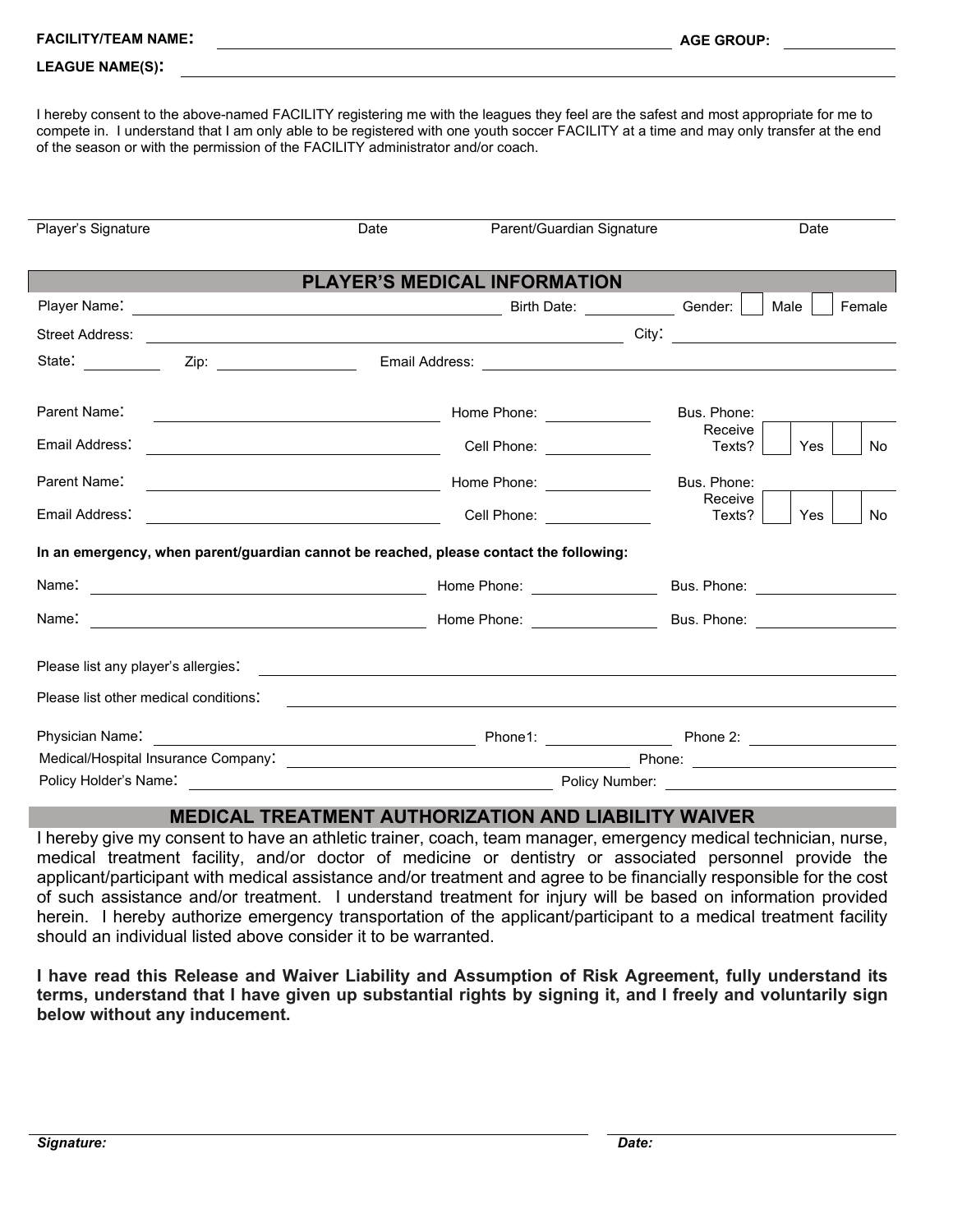**FACILITY/TEAM NAME:** ______________________________ **AGE GROUP:** __________

**LEAGUE NAME(S):** ______________________________

I hereby consent to the above-named FACILITY registering me with the leagues they feel are the safest and most appropriate for me to compete in. I understand that I am only able to be registered with one youth soccer FACILITY at a time and may only transfer at the end of the season or with the permission of the FACILITY administrator and/or coach.

| | | | |
|---|---|---|---|
| Player's Signature | Date | Parent/Guardian Signature | Date |

## PLAYER'S MEDICAL INFORMATION

Player Name: ______________________ Birth Date: __________ Gender: ☐ Male ☐ Female

Street Address: ______________________ City: __________

State: __________ Zip: __________ Email Address: ______________________

Parent Name: ______________________ Home Phone: __________ Bus. Phone: __________

Email Address: ______________________ Cell Phone: __________ Receive Texts? ☐ Yes ☐ No

Parent Name: ______________________ Home Phone: __________ Bus. Phone: __________

Email Address: ______________________ Cell Phone: __________ Receive Texts? ☐ Yes ☐ No

**In an emergency, when parent/guardian cannot be reached, please contact the following:**

Name: ______________________ Home Phone: __________ Bus. Phone: __________

Name: ______________________ Home Phone: __________ Bus. Phone: __________

Please list any player's allergies: ______________________

Please list other medical conditions: ______________________

Physician Name: ______________________ Phone1: __________ Phone 2: __________

Medical/Hospital Insurance Company: ______________________ Phone: __________

Policy Holder's Name: ______________________ Policy Number: __________

## MEDICAL TREATMENT AUTHORIZATION AND LIABILITY WAIVER

I hereby give my consent to have an athletic trainer, coach, team manager, emergency medical technician, nurse, medical treatment facility, and/or doctor of medicine or dentistry or associated personnel provide the applicant/participant with medical assistance and/or treatment and agree to be financially responsible for the cost of such assistance and/or treatment. I understand treatment for injury will be based on information provided herein. I hereby authorize emergency transportation of the applicant/participant to a medical treatment facility should an individual listed above consider it to be warranted.

**I have read this Release and Waiver Liability and Assumption of Risk Agreement, fully understand its terms, understand that I have given up substantial rights by signing it, and I freely and voluntarily sign below without any inducement.**

***Signature:*** ______________________ ***Date:*** __________